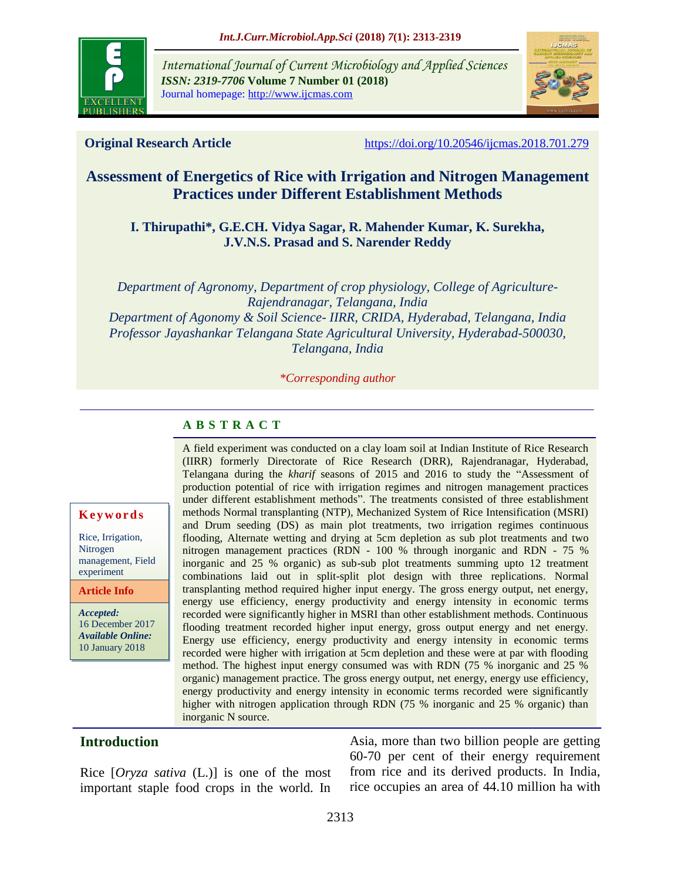International Journal of Current Microbiology and Applied Sciences
*ISSN: 2319-7706* **Volume 7 Number 01 (2018)**
Journal homepage: http://www.ijcmas.com

**Original Research Article** https://doi.org/10.20546/ijcmas.2018.701.279

# Assessment of Energetics of Rice with Irrigation and Nitrogen Management Practices under Different Establishment Methods

**I. Thirupathi\*, G.E.CH. Vidya Sagar, R. Mahender Kumar, K. Surekha, J.V.N.S. Prasad and S. Narender Reddy**

*Department of Agronomy, Department of crop physiology, College of Agriculture-Rajendranagar, Telangana, India*
*Department of Agonomy & Soil Science- IIRR, CRIDA, Hyderabad, Telangana, India*
*Professor Jayashankar Telangana State Agricultural University, Hyderabad-500030, Telangana, India*

*\*Corresponding author*

**Keywords**

Rice, Irrigation, Nitrogen management, Field experiment

**Article Info**

*Accepted:* 16 December 2017
*Available Online:* 10 January 2018

## A B S T R A C T

A field experiment was conducted on a clay loam soil at Indian Institute of Rice Research (IIRR) formerly Directorate of Rice Research (DRR), Rajendranagar, Hyderabad, Telangana during the *kharif* seasons of 2015 and 2016 to study the "Assessment of production potential of rice with irrigation regimes and nitrogen management practices under different establishment methods". The treatments consisted of three establishment methods Normal transplanting (NTP), Mechanized System of Rice Intensification (MSRI) and Drum seeding (DS) as main plot treatments, two irrigation regimes continuous flooding, Alternate wetting and drying at 5cm depletion as sub plot treatments and two nitrogen management practices (RDN - 100 % through inorganic and RDN - 75 % inorganic and 25 % organic) as sub-sub plot treatments summing upto 12 treatment combinations laid out in split-split plot design with three replications. Normal transplanting method required higher input energy. The gross energy output, net energy, energy use efficiency, energy productivity and energy intensity in economic terms recorded were significantly higher in MSRI than other establishment methods. Continuous flooding treatment recorded higher input energy, gross output energy and net energy. Energy use efficiency, energy productivity and energy intensity in economic terms recorded were higher with irrigation at 5cm depletion and these were at par with flooding method. The highest input energy consumed was with RDN (75 % inorganic and 25 % organic) management practice. The gross energy output, net energy, energy use efficiency, energy productivity and energy intensity in economic terms recorded were significantly higher with nitrogen application through RDN (75 % inorganic and 25 % organic) than inorganic N source.

## Introduction

Rice [*Oryza sativa* (L.)] is one of the most important staple food crops in the world. In Asia, more than two billion people are getting 60-70 per cent of their energy requirement from rice and its derived products. In India, rice occupies an area of 44.10 million ha with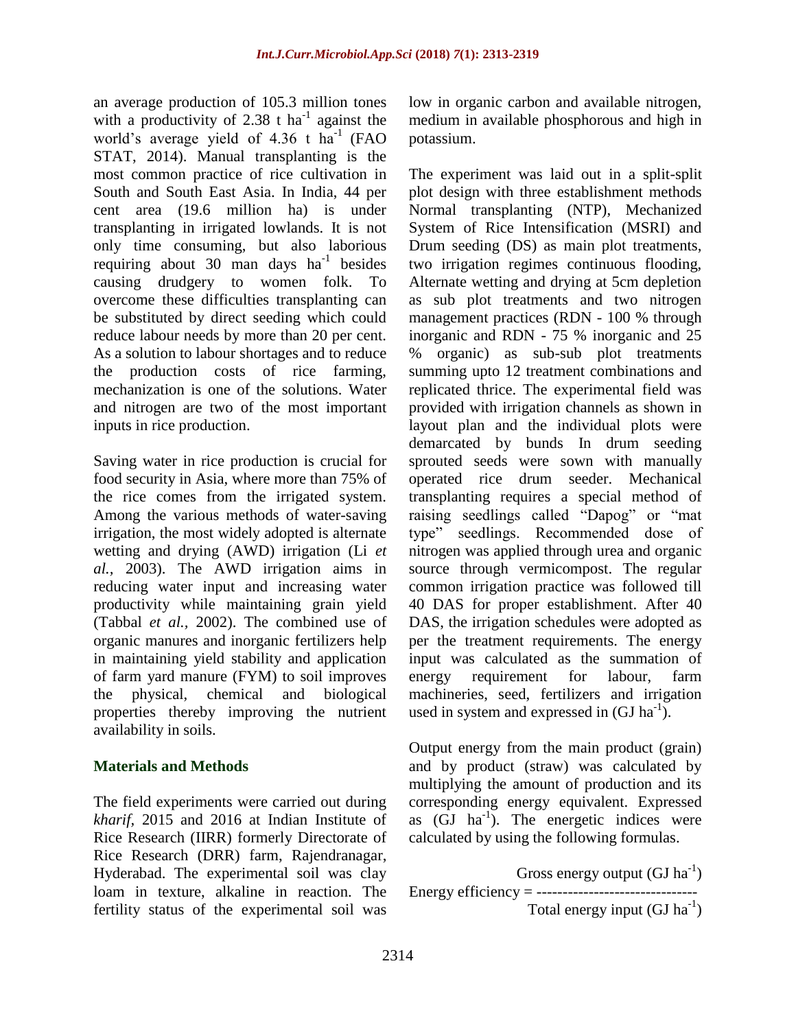an average production of 105.3 million tones with a productivity of 2.38 t $ha^{-1}$ against the world's average yield of 4.36 t $ha^{-1}$ (FAO STAT, 2014). Manual transplanting is the most common practice of rice cultivation in South and South East Asia. In India, 44 per cent area (19.6 million ha) is under transplanting in irrigated lowlands. It is not only time consuming, but also laborious requiring about 30 man days $ha^{-1}$ besides causing drudgery to women folk. To overcome these difficulties transplanting can be substituted by direct seeding which could reduce labour needs by more than 20 per cent. As a solution to labour shortages and to reduce the production costs of rice farming, mechanization is one of the solutions. Water and nitrogen are two of the most important inputs in rice production.

Saving water in rice production is crucial for food security in Asia, where more than 75% of the rice comes from the irrigated system. Among the various methods of water-saving irrigation, the most widely adopted is alternate wetting and drying (AWD) irrigation (Li *et al.,* 2003). The AWD irrigation aims in reducing water input and increasing water productivity while maintaining grain yield (Tabbal *et al.,* 2002). The combined use of organic manures and inorganic fertilizers help in maintaining yield stability and application of farm yard manure (FYM) to soil improves the physical, chemical and biological properties thereby improving the nutrient availability in soils.

## Materials and Methods

The field experiments were carried out during *kharif*, 2015 and 2016 at Indian Institute of Rice Research (IIRR) formerly Directorate of Rice Research (DRR) farm, Rajendranagar, Hyderabad. The experimental soil was clay loam in texture, alkaline in reaction. The fertility status of the experimental soil was low in organic carbon and available nitrogen, medium in available phosphorous and high in potassium.

The experiment was laid out in a split-split plot design with three establishment methods Normal transplanting (NTP), Mechanized System of Rice Intensification (MSRI) and Drum seeding (DS) as main plot treatments, two irrigation regimes continuous flooding, Alternate wetting and drying at 5cm depletion as sub plot treatments and two nitrogen management practices (RDN - 100 % through inorganic and RDN - 75 % inorganic and 25 % organic) as sub-sub plot treatments summing upto 12 treatment combinations and replicated thrice. The experimental field was provided with irrigation channels as shown in layout plan and the individual plots were demarcated by bunds In drum seeding sprouted seeds were sown with manually operated rice drum seeder. Mechanical transplanting requires a special method of raising seedlings called "Dapog" or "mat type" seedlings. Recommended dose of nitrogen was applied through urea and organic source through vermicompost. The regular common irrigation practice was followed till 40 DAS for proper establishment. After 40 DAS, the irrigation schedules were adopted as per the treatment requirements. The energy input was calculated as the summation of energy requirement for labour, farm machineries, seed, fertilizers and irrigation used in system and expressed in (GJ $ha^{-1}$).

Output energy from the main product (grain) and by product (straw) was calculated by multiplying the amount of production and its corresponding energy equivalent. Expressed as (GJ $ha^{-1}$). The energetic indices were calculated by using the following formulas.

$$\text{Energy efficiency} = \frac{\text{Gross energy output (GJ ha}^{-1}\text{)}}{\text{Total energy input (GJ ha}^{-1}\text{)}}$$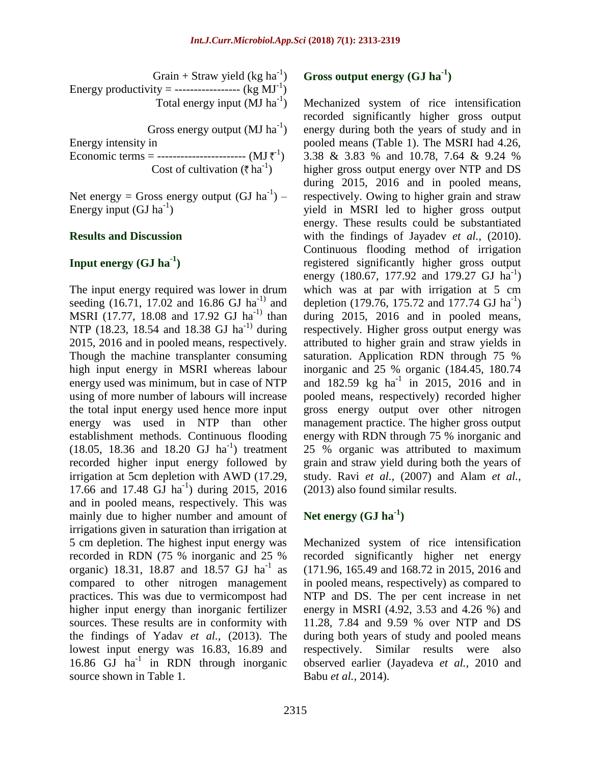$$\text{Energy productivity} = \frac{\text{Grain + Straw yield (kg ha}^{-1}\text{)}}{\text{Total energy input (MJ ha}^{-1}\text{)}} \text{ (kg MJ}^{-1}\text{)}$$

$$\text{Energy intensity in Economic terms} = \frac{\text{Gross energy output (MJ ha}^{-1}\text{)}}{\text{Cost of cultivation (₹ ha}^{-1}\text{)}} \text{ (MJ ₹}^{-1}\text{)}$$

Net energy = Gross energy output (GJ $ha^{-1}$) – Energy input (GJ $ha^{-1}$)

## Results and Discussion

### Input energy (GJ $ha^{-1}$)

The input energy required was lower in drum seeding (16.71, 17.02 and 16.86 GJ $ha^{-1}$) and MSRI (17.77, 18.08 and 17.92 GJ $ha^{-1}$) than NTP (18.23, 18.54 and 18.38 GJ $ha^{-1}$) during 2015, 2016 and in pooled means, respectively. Though the machine transplanter consuming high input energy in MSRI whereas labour energy used was minimum, but in case of NTP using of more number of labours will increase the total input energy used hence more input energy was used in NTP than other establishment methods. Continuous flooding (18.05, 18.36 and 18.20 GJ $ha^{-1}$) treatment recorded higher input energy followed by irrigation at 5cm depletion with AWD (17.29, 17.66 and 17.48 GJ $ha^{-1}$) during 2015, 2016 and in pooled means, respectively. This was mainly due to higher number and amount of irrigations given in saturation than irrigation at 5 cm depletion. The highest input energy was recorded in RDN (75 % inorganic and 25 % organic) 18.31, 18.87 and 18.57 GJ $ha^{-1}$ as compared to other nitrogen management practices. This was due to vermicompost had higher input energy than inorganic fertilizer sources. These results are in conformity with the findings of Yadav *et al.,* (2013). The lowest input energy was 16.83, 16.89 and 16.86 GJ $ha^{-1}$ in RDN through inorganic source shown in Table 1.

### Gross output energy (GJ $ha^{-1}$)

Mechanized system of rice intensification recorded significantly higher gross output energy during both the years of study and in pooled means (Table 1). The MSRI had 4.26, 3.38 & 3.83 % and 10.78, 7.64 & 9.24 % higher gross output energy over NTP and DS during 2015, 2016 and in pooled means, respectively. Owing to higher grain and straw yield in MSRI led to higher gross output energy. These results could be substantiated with the findings of Jayadev *et al.,* (2010). Continuous flooding method of irrigation registered significantly higher gross output energy (180.67, 177.92 and 179.27 GJ $ha^{-1}$) which was at par with irrigation at 5 cm depletion (179.76, 175.72 and 177.74 GJ $ha^{-1}$) during 2015, 2016 and in pooled means, respectively. Higher gross output energy was attributed to higher grain and straw yields in saturation. Application RDN through 75 % inorganic and 25 % organic (184.45, 180.74 and 182.59 kg $ha^{-1}$ in 2015, 2016 and in pooled means, respectively) recorded higher gross energy output over other nitrogen management practice. The higher gross output energy with RDN through 75 % inorganic and 25 % organic was attributed to maximum grain and straw yield during both the years of study. Ravi *et al.,* (2007) and Alam *et al.,* (2013) also found similar results.

### Net energy (GJ $ha^{-1}$)

Mechanized system of rice intensification recorded significantly higher net energy (171.96, 165.49 and 168.72 in 2015, 2016 and in pooled means, respectively) as compared to NTP and DS. The per cent increase in net energy in MSRI (4.92, 3.53 and 4.26 %) and 11.28, 7.84 and 9.59 % over NTP and DS during both years of study and pooled means respectively. Similar results were also observed earlier (Jayadeva *et al.,* 2010 and Babu *et al.,* 2014).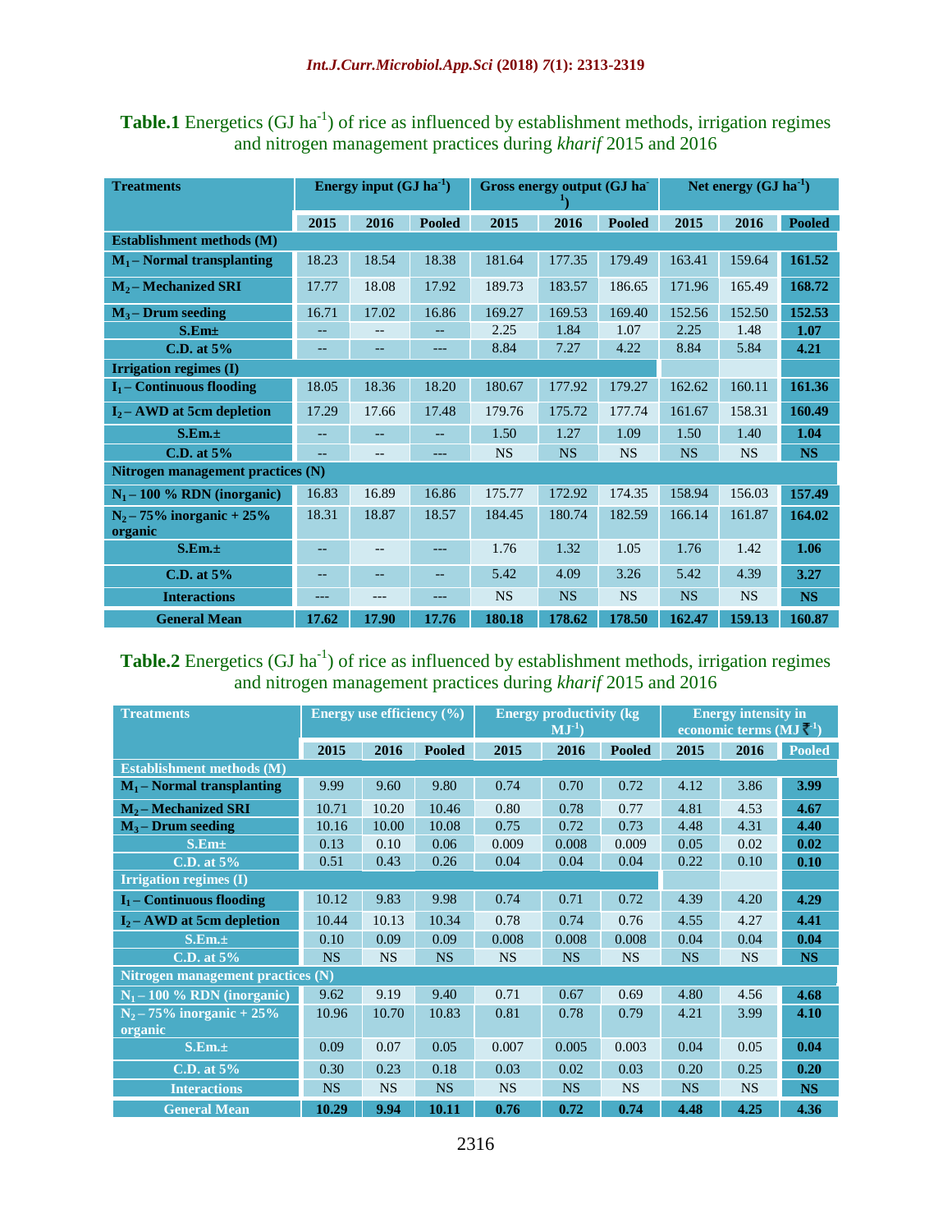**Table.1** Energetics (GJ ha$^{-1}$) of rice as influenced by establishment methods, irrigation regimes and nitrogen management practices during *kharif* 2015 and 2016

| Treatments | Energy input (GJ ha$^{-1}$) | | | Gross energy output (GJ ha$^{-1}$) | | | Net energy (GJ ha$^{-1}$) | | |
|---|---|---|---|---|---|---|---|---|---|
| | 2015 | 2016 | Pooled | 2015 | 2016 | Pooled | 2015 | 2016 | Pooled |
| **Establishment methods (M)** | | | | | | | | | |
| **$M_1$ – Normal transplanting** | 18.23 | 18.54 | 18.38 | 181.64 | 177.35 | 179.49 | 163.41 | 159.64 | **161.52** |
| **$M_2$ – Mechanized SRI** | 17.77 | 18.08 | 17.92 | 189.73 | 183.57 | 186.65 | 171.96 | 165.49 | **168.72** |
| **$M_3$ – Drum seeding** | 16.71 | 17.02 | 16.86 | 169.27 | 169.53 | 169.40 | 152.56 | 152.50 | **152.53** |
| **S.Em±** | -- | -- | -- | 2.25 | 1.84 | 1.07 | 2.25 | 1.48 | **1.07** |
| **C.D. at 5%** | -- | -- | --- | 8.84 | 7.27 | 4.22 | 8.84 | 5.84 | **4.21** |
| **Irrigation regimes (I)** | | | | | | | | | |
| **$I_1$ – Continuous flooding** | 18.05 | 18.36 | 18.20 | 180.67 | 177.92 | 179.27 | 162.62 | 160.11 | **161.36** |
| **$I_2$ – AWD at 5cm depletion** | 17.29 | 17.66 | 17.48 | 179.76 | 175.72 | 177.74 | 161.67 | 158.31 | **160.49** |
| **S.Em.±** | -- | -- | -- | 1.50 | 1.27 | 1.09 | 1.50 | 1.40 | **1.04** |
| **C.D. at 5%** | -- | -- | --- | NS | NS | NS | NS | NS | **NS** |
| **Nitrogen management practices (N)** | | | | | | | | | |
| **$N_1$ – 100 % RDN (inorganic)** | 16.83 | 16.89 | 16.86 | 175.77 | 172.92 | 174.35 | 158.94 | 156.03 | **157.49** |
| **$N_2$ – 75% inorganic + 25% organic** | 18.31 | 18.87 | 18.57 | 184.45 | 180.74 | 182.59 | 166.14 | 161.87 | **164.02** |
| **S.Em.±** | -- | -- | --- | 1.76 | 1.32 | 1.05 | 1.76 | 1.42 | **1.06** |
| **C.D. at 5%** | -- | -- | -- | 5.42 | 4.09 | 3.26 | 5.42 | 4.39 | **3.27** |
| **Interactions** | --- | --- | --- | NS | NS | NS | NS | NS | **NS** |
| **General Mean** | **17.62** | **17.90** | **17.76** | **180.18** | **178.62** | **178.50** | **162.47** | **159.13** | **160.87** |

**Table.2** Energetics (GJ ha$^{-1}$) of rice as influenced by establishment methods, irrigation regimes and nitrogen management practices during *kharif* 2015 and 2016

| Treatments | Energy use efficiency (%) | | | Energy productivity (kg MJ$^{-1}$) | | | Energy intensity in economic terms (MJ ₹$^{-1}$) | | |
|---|---|---|---|---|---|---|---|---|---|
| | 2015 | 2016 | Pooled | 2015 | 2016 | Pooled | 2015 | 2016 | Pooled |
| **Establishment methods (M)** | | | | | | | | | |
| **$M_1$ – Normal transplanting** | 9.99 | 9.60 | 9.80 | 0.74 | 0.70 | 0.72 | 4.12 | 3.86 | **3.99** |
| **$M_2$ – Mechanized SRI** | 10.71 | 10.20 | 10.46 | 0.80 | 0.78 | 0.77 | 4.81 | 4.53 | **4.67** |
| **$M_3$ – Drum seeding** | 10.16 | 10.00 | 10.08 | 0.75 | 0.72 | 0.73 | 4.48 | 4.31 | **4.40** |
| **S.Em±** | 0.13 | 0.10 | 0.06 | 0.009 | 0.008 | 0.009 | 0.05 | 0.02 | **0.02** |
| **C.D. at 5%** | 0.51 | 0.43 | 0.26 | 0.04 | 0.04 | 0.04 | 0.22 | 0.10 | **0.10** |
| **Irrigation regimes (I)** | | | | | | | | | |
| **$I_1$ – Continuous flooding** | 10.12 | 9.83 | 9.98 | 0.74 | 0.71 | 0.72 | 4.39 | 4.20 | **4.29** |
| **$I_2$ – AWD at 5cm depletion** | 10.44 | 10.13 | 10.34 | 0.78 | 0.74 | 0.76 | 4.55 | 4.27 | **4.41** |
| **S.Em.±** | 0.10 | 0.09 | 0.09 | 0.008 | 0.008 | 0.008 | 0.04 | 0.04 | **0.04** |
| **C.D. at 5%** | NS | NS | NS | NS | NS | NS | NS | NS | **NS** |
| **Nitrogen management practices (N)** | | | | | | | | | |
| **$N_1$ – 100 % RDN (inorganic)** | 9.62 | 9.19 | 9.40 | 0.71 | 0.67 | 0.69 | 4.80 | 4.56 | **4.68** |
| **$N_2$ – 75% inorganic + 25% organic** | 10.96 | 10.70 | 10.83 | 0.81 | 0.78 | 0.79 | 4.21 | 3.99 | **4.10** |
| **S.Em.±** | 0.09 | 0.07 | 0.05 | 0.007 | 0.005 | 0.003 | 0.04 | 0.05 | **0.04** |
| **C.D. at 5%** | 0.30 | 0.23 | 0.18 | 0.03 | 0.02 | 0.03 | 0.20 | 0.25 | **0.20** |
| **Interactions** | NS | NS | NS | NS | NS | NS | NS | NS | **NS** |
| **General Mean** | **10.29** | **9.94** | **10.11** | **0.76** | **0.72** | **0.74** | **4.48** | **4.25** | **4.36** |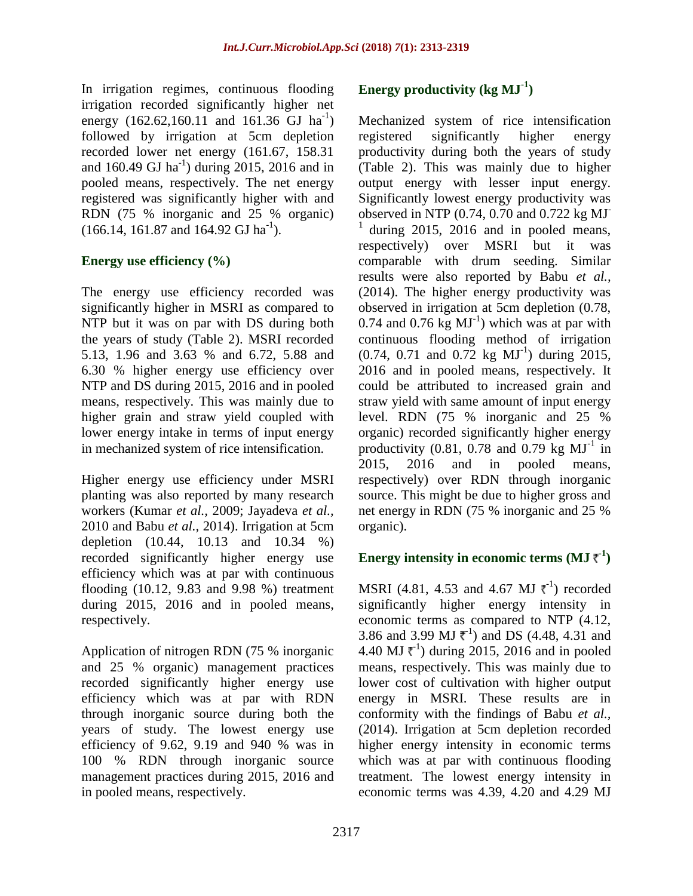In irrigation regimes, continuous flooding irrigation recorded significantly higher net energy (162.62,160.11 and 161.36 GJ $ha^{-1}$) followed by irrigation at 5cm depletion recorded lower net energy (161.67, 158.31 and 160.49 GJ $ha^{-1}$) during 2015, 2016 and in pooled means, respectively. The net energy registered was significantly higher with and RDN (75 % inorganic and 25 % organic) (166.14, 161.87 and 164.92 GJ $ha^{-1}$).

### Energy use efficiency (%)

The energy use efficiency recorded was significantly higher in MSRI as compared to NTP but it was on par with DS during both the years of study (Table 2). MSRI recorded 5.13, 1.96 and 3.63 % and 6.72, 5.88 and 6.30 % higher energy use efficiency over NTP and DS during 2015, 2016 and in pooled means, respectively. This was mainly due to higher grain and straw yield coupled with lower energy intake in terms of input energy in mechanized system of rice intensification.

Higher energy use efficiency under MSRI planting was also reported by many research workers (Kumar *et al.,* 2009; Jayadeva *et al.,* 2010 and Babu *et al.,* 2014). Irrigation at 5cm depletion (10.44, 10.13 and 10.34 %) recorded significantly higher energy use efficiency which was at par with continuous flooding (10.12, 9.83 and 9.98 %) treatment during 2015, 2016 and in pooled means, respectively.

Application of nitrogen RDN (75 % inorganic and 25 % organic) management practices recorded significantly higher energy use efficiency which was at par with RDN through inorganic source during both the years of study. The lowest energy use efficiency of 9.62, 9.19 and 940 % was in 100 % RDN through inorganic source management practices during 2015, 2016 and in pooled means, respectively.

### Energy productivity (kg $MJ^{-1}$)

Mechanized system of rice intensification registered significantly higher energy productivity during both the years of study (Table 2). This was mainly due to higher output energy with lesser input energy. Significantly lowest energy productivity was observed in NTP (0.74, 0.70 and 0.722 kg $MJ^{-1}$ during 2015, 2016 and in pooled means, respectively) over MSRI but it was comparable with drum seeding. Similar results were also reported by Babu *et al.,* (2014). The higher energy productivity was observed in irrigation at 5cm depletion (0.78, 0.74 and 0.76 kg $MJ^{-1}$) which was at par with continuous flooding method of irrigation (0.74, 0.71 and 0.72 kg $MJ^{-1}$) during 2015, 2016 and in pooled means, respectively. It could be attributed to increased grain and straw yield with same amount of input energy level. RDN (75 % inorganic and 25 % organic) recorded significantly higher energy productivity (0.81, 0.78 and 0.79 kg $MJ^{-1}$ in 2015, 2016 and in pooled means, respectively) over RDN through inorganic source. This might be due to higher gross and net energy in RDN (75 % inorganic and 25 % organic).

### Energy intensity in economic terms (MJ ₹$^{-1}$)

MSRI (4.81, 4.53 and 4.67 MJ ₹$^{-1}$) recorded significantly higher energy intensity in economic terms as compared to NTP (4.12, 3.86 and 3.99 MJ ₹$^{-1}$) and DS (4.48, 4.31 and 4.40 MJ ₹$^{-1}$) during 2015, 2016 and in pooled means, respectively. This was mainly due to lower cost of cultivation with higher output energy in MSRI. These results are in conformity with the findings of Babu *et al.,* (2014). Irrigation at 5cm depletion recorded higher energy intensity in economic terms which was at par with continuous flooding treatment. The lowest energy intensity in economic terms was 4.39, 4.20 and 4.29 MJ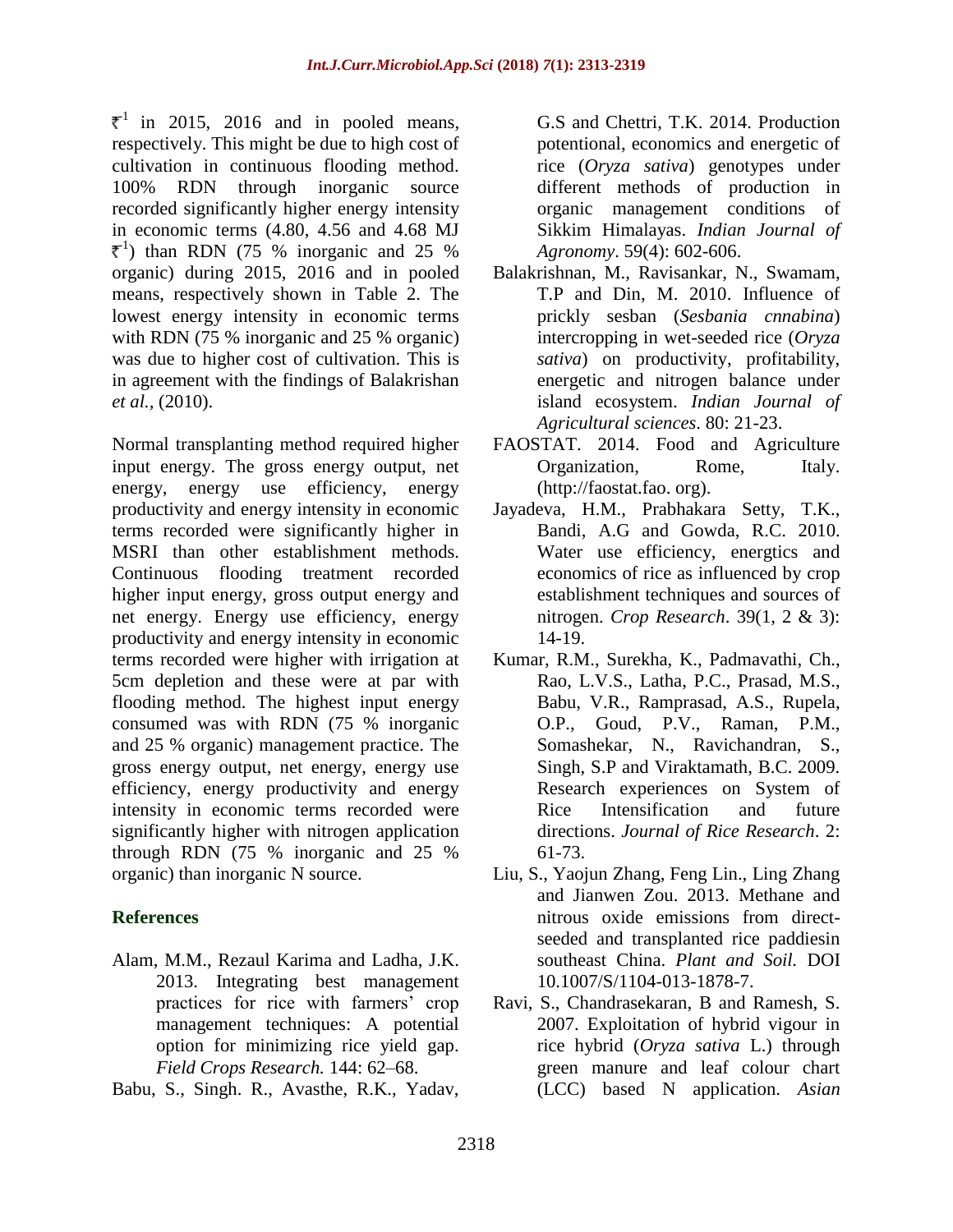₹$^{-1}$ in 2015, 2016 and in pooled means, respectively. This might be due to high cost of cultivation in continuous flooding method. 100% RDN through inorganic source recorded significantly higher energy intensity in economic terms (4.80, 4.56 and 4.68 MJ ₹$^{-1}$) than RDN (75 % inorganic and 25 % organic) during 2015, 2016 and in pooled means, respectively shown in Table 2. The lowest energy intensity in economic terms with RDN (75 % inorganic and 25 % organic) was due to higher cost of cultivation. This is in agreement with the findings of Balakrishan *et al.,* (2010).

Normal transplanting method required higher input energy. The gross energy output, net energy, energy use efficiency, energy productivity and energy intensity in economic terms recorded were significantly higher in MSRI than other establishment methods. Continuous flooding treatment recorded higher input energy, gross output energy and net energy. Energy use efficiency, energy productivity and energy intensity in economic terms recorded were higher with irrigation at 5cm depletion and these were at par with flooding method. The highest input energy consumed was with RDN (75 % inorganic and 25 % organic) management practice. The gross energy output, net energy, energy use efficiency, energy productivity and energy intensity in economic terms recorded were significantly higher with nitrogen application through RDN (75 % inorganic and 25 % organic) than inorganic N source.

## References

Alam, M.M., Rezaul Karima and Ladha, J.K. 2013. Integrating best management practices for rice with farmers' crop management techniques: A potential option for minimizing rice yield gap. *Field Crops Research.* 144: 62–68.

Babu, S., Singh. R., Avasthe, R.K., Yadav, G.S and Chettri, T.K. 2014. Production potentional, economics and energetic of rice (*Oryza sativa*) genotypes under different methods of production in organic management conditions of Sikkim Himalayas. *Indian Journal of Agronomy*. 59(4): 602-606.

Balakrishnan, M., Ravisankar, N., Swamam, T.P and Din, M. 2010. Influence of prickly sesban (*Sesbania cnnabina*) intercropping in wet-seeded rice (*Oryza sativa*) on productivity, profitability, energetic and nitrogen balance under island ecosystem. *Indian Journal of Agricultural sciences*. 80: 21-23.

FAOSTAT. 2014. Food and Agriculture Organization, Rome, Italy. (http://faostat.fao. org).

Jayadeva, H.M., Prabhakara Setty, T.K., Bandi, A.G and Gowda, R.C. 2010. Water use efficiency, energtics and economics of rice as influenced by crop establishment techniques and sources of nitrogen. *Crop Research*. 39(1, 2 & 3): 14-19.

Kumar, R.M., Surekha, K., Padmavathi, Ch., Rao, L.V.S., Latha, P.C., Prasad, M.S., Babu, V.R., Ramprasad, A.S., Rupela, O.P., Goud, P.V., Raman, P.M., Somashekar, N., Ravichandran, S., Singh, S.P and Viraktamath, B.C. 2009. Research experiences on System of Rice Intensification and future directions. *Journal of Rice Research*. 2: 61-73.

Liu, S., Yaojun Zhang, Feng Lin., Ling Zhang and Jianwen Zou. 2013. Methane and nitrous oxide emissions from direct-seeded and transplanted rice paddiesin southeast China. *Plant and Soil.* DOI 10.1007/S/1104-013-1878-7.

Ravi, S., Chandrasekaran, B and Ramesh, S. 2007. Exploitation of hybrid vigour in rice hybrid (*Oryza sativa* L.) through green manure and leaf colour chart (LCC) based N application. *Asian*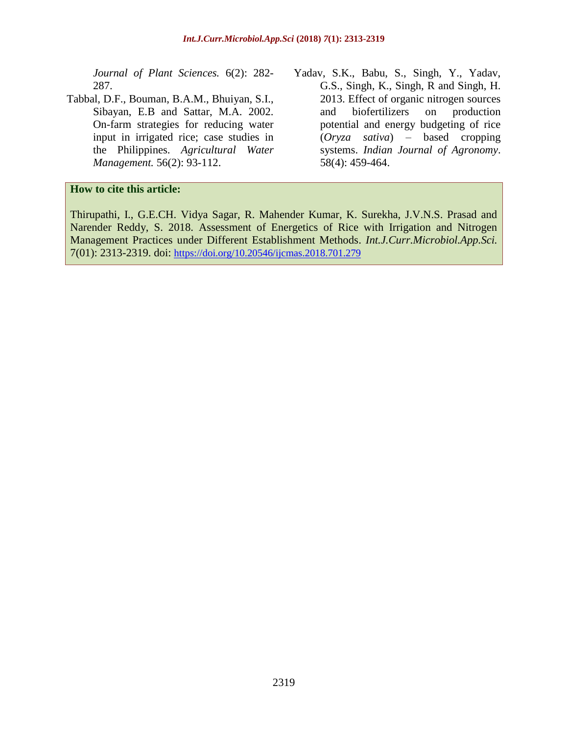*Journal of Plant Sciences.* 6(2): 282-287.

Tabbal, D.F., Bouman, B.A.M., Bhuiyan, S.I., Sibayan, E.B and Sattar, M.A. 2002. On-farm strategies for reducing water input in irrigated rice; case studies in the Philippines. *Agricultural Water Management.* 56(2): 93-112.

Yadav, S.K., Babu, S., Singh, Y., Yadav, G.S., Singh, K., Singh, R and Singh, H. 2013. Effect of organic nitrogen sources and biofertilizers on production potential and energy budgeting of rice (*Oryza sativa*) – based cropping systems. *Indian Journal of Agronomy*. 58(4): 459-464.

**How to cite this article:**

Thirupathi, I., G.E.CH. Vidya Sagar, R. Mahender Kumar, K. Surekha, J.V.N.S. Prasad and Narender Reddy, S. 2018. Assessment of Energetics of Rice with Irrigation and Nitrogen Management Practices under Different Establishment Methods. *Int.J.Curr.Microbiol.App.Sci.* 7(01): 2313-2319. doi: https://doi.org/10.20546/ijcmas.2018.701.279